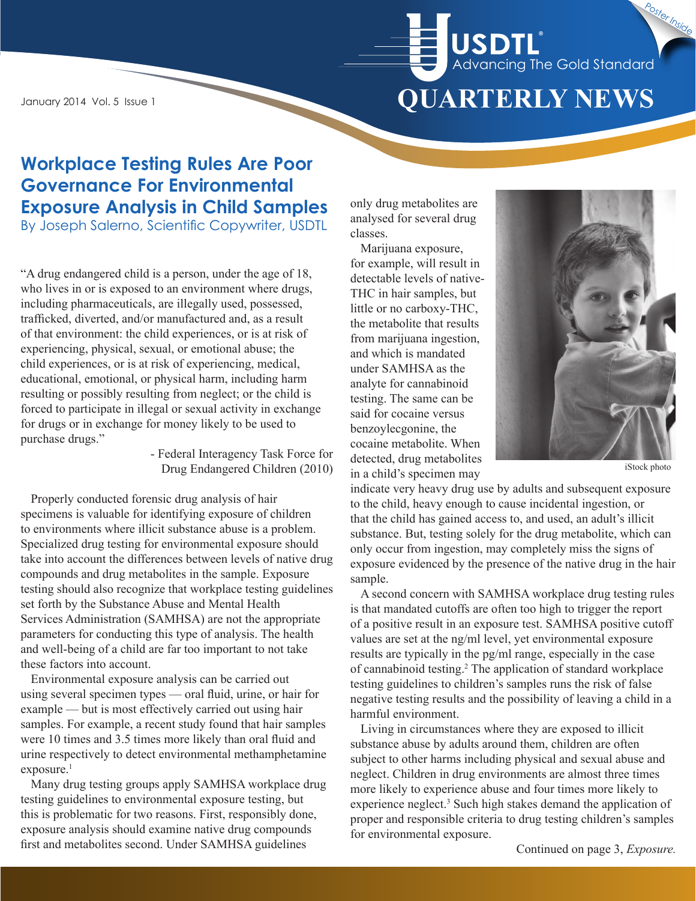# USDTL® Advancing The Gold Standard

# QUARTERLY NEWS

January 2014 Vol. 5 Issue 1

Poster Inside

## Workplace Testing Rules Are Poor Governance For Environmental Exposure Analysis in Child Samples

By Joseph Salerno, Scientific Copywriter, USDTL

"A drug endangered child is a person, under the age of 18, who lives in or is exposed to an environment where drugs, including pharmaceuticals, are illegally used, possessed, trafficked, diverted, and/or manufactured and, as a result of that environment: the child experiences, or is at risk of experiencing, physical, sexual, or emotional abuse; the child experiences, or is at risk of experiencing, medical, educational, emotional, or physical harm, including harm resulting or possibly resulting from neglect; or the child is forced to participate in illegal or sexual activity in exchange for drugs or in exchange for money likely to be used to purchase drugs."

- Federal Interagency Task Force for Drug Endangered Children (2010)

Properly conducted forensic drug analysis of hair specimens is valuable for identifying exposure of children to environments where illicit substance abuse is a problem. Specialized drug testing for environmental exposure should take into account the differences between levels of native drug compounds and drug metabolites in the sample. Exposure testing should also recognize that workplace testing guidelines set forth by the Substance Abuse and Mental Health Services Administration (SAMHSA) are not the appropriate parameters for conducting this type of analysis. The health and well-being of a child are far too important to not take these factors into account.

Environmental exposure analysis can be carried out using several specimen types — oral fluid, urine, or hair for example — but is most effectively carried out using hair samples. For example, a recent study found that hair samples were 10 times and 3.5 times more likely than oral fluid and urine respectively to detect environmental methamphetamine exposure.[1]

Many drug testing groups apply SAMHSA workplace drug testing guidelines to environmental exposure testing, but this is problematic for two reasons. First, responsibly done, exposure analysis should examine native drug compounds first and metabolites second. Under SAMHSA guidelines only drug metabolites are analysed for several drug classes.

Marijuana exposure, for example, will result in detectable levels of native-THC in hair samples, but little or no carboxy-THC, the metabolite that results from marijuana ingestion, and which is mandated under SAMHSA as the analyte for cannabinoid testing. The same can be said for cocaine versus benzoylecgonine, the cocaine metabolite. When detected, drug metabolites in a child's specimen may indicate very heavy drug use by adults and subsequent exposure to the child, heavy enough to cause incidental ingestion, or that the child has gained access to, and used, an adult's illicit substance. But, testing solely for the drug metabolite, which can only occur from ingestion, may completely miss the signs of exposure evidenced by the presence of the native drug in the hair sample.

iStock photo

A second concern with SAMHSA workplace drug testing rules is that mandated cutoffs are often too high to trigger the report of a positive result in an exposure test. SAMHSA positive cutoff values are set at the ng/ml level, yet environmental exposure results are typically in the pg/ml range, especially in the case of cannabinoid testing.[2] The application of standard workplace testing guidelines to children's samples runs the risk of false negative testing results and the possibility of leaving a child in a harmful environment.

Living in circumstances where they are exposed to illicit substance abuse by adults around them, children are often subject to other harms including physical and sexual abuse and neglect. Children in drug environments are almost three times more likely to experience abuse and four times more likely to experience neglect.[3] Such high stakes demand the application of proper and responsible criteria to drug testing children's samples for environmental exposure.

Continued on page 3, *Exposure.*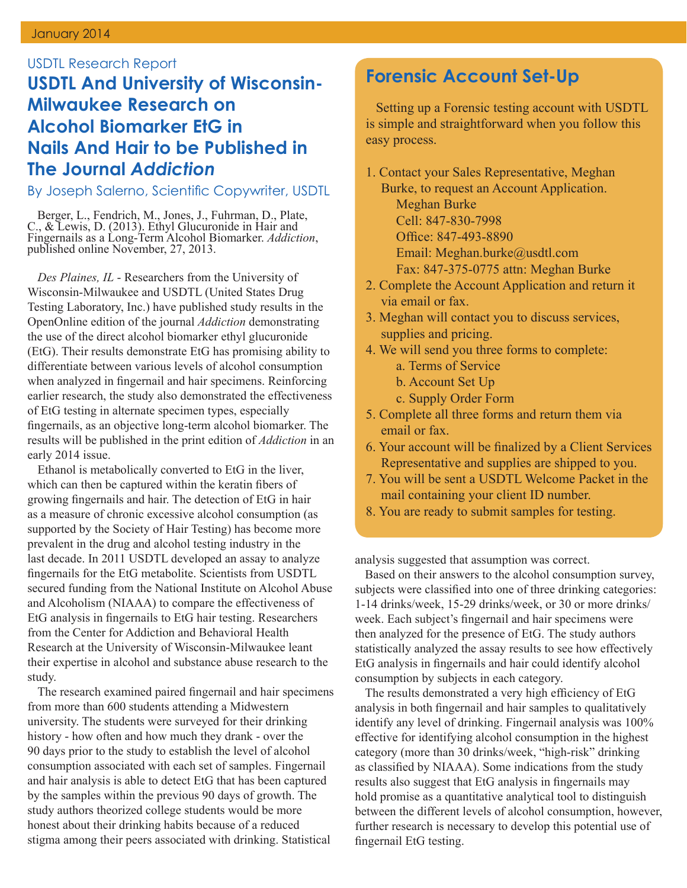USDTL Research Report

# USDTL And University of Wisconsin-Milwaukee Research on Alcohol Biomarker EtG in Nails And Hair to be Published in The Journal *Addiction*

By Joseph Salerno, Scientific Copywriter, USDTL

Berger, L., Fendrich, M., Jones, J., Fuhrman, D., Plate, C., & Lewis, D. (2013). Ethyl Glucuronide in Hair and Fingernails as a Long-Term Alcohol Biomarker. *Addiction*, published online November, 27, 2013.

*Des Plaines, IL* - Researchers from the University of Wisconsin-Milwaukee and USDTL (United States Drug Testing Laboratory, Inc.) have published study results in the OpenOnline edition of the journal *Addiction* demonstrating the use of the direct alcohol biomarker ethyl glucuronide (EtG). Their results demonstrate EtG has promising ability to differentiate between various levels of alcohol consumption when analyzed in fingernail and hair specimens. Reinforcing earlier research, the study also demonstrated the effectiveness of EtG testing in alternate specimen types, especially fingernails, as an objective long-term alcohol biomarker. The results will be published in the print edition of *Addiction* in an early 2014 issue.

Ethanol is metabolically converted to EtG in the liver, which can then be captured within the keratin fibers of growing fingernails and hair. The detection of EtG in hair as a measure of chronic excessive alcohol consumption (as supported by the Society of Hair Testing) has become more prevalent in the drug and alcohol testing industry in the last decade. In 2011 USDTL developed an assay to analyze fingernails for the EtG metabolite. Scientists from USDTL secured funding from the National Institute on Alcohol Abuse and Alcoholism (NIAAA) to compare the effectiveness of EtG analysis in fingernails to EtG hair testing. Researchers from the Center for Addiction and Behavioral Health Research at the University of Wisconsin-Milwaukee leant their expertise in alcohol and substance abuse research to the study.

The research examined paired fingernail and hair specimens from more than 600 students attending a Midwestern university. The students were surveyed for their drinking history - how often and how much they drank - over the 90 days prior to the study to establish the level of alcohol consumption associated with each set of samples. Fingernail and hair analysis is able to detect EtG that has been captured by the samples within the previous 90 days of growth. The study authors theorized college students would be more honest about their drinking habits because of a reduced stigma among their peers associated with drinking. Statistical analysis suggested that assumption was correct.

Based on their answers to the alcohol consumption survey, subjects were classified into one of three drinking categories: 1-14 drinks/week, 15-29 drinks/week, or 30 or more drinks/week. Each subject's fingernail and hair specimens were then analyzed for the presence of EtG. The study authors statistically analyzed the assay results to see how effectively EtG analysis in fingernails and hair could identify alcohol consumption by subjects in each category.

The results demonstrated a very high efficiency of EtG analysis in both fingernail and hair samples to qualitatively identify any level of drinking. Fingernail analysis was 100% effective for identifying alcohol consumption in the highest category (more than 30 drinks/week, "high-risk" drinking as classified by NIAAA). Some indications from the study results also suggest that EtG analysis in fingernails may hold promise as a quantitative analytical tool to distinguish between the different levels of alcohol consumption, however, further research is necessary to develop this potential use of fingernail EtG testing.

## Forensic Account Set-Up

Setting up a Forensic testing account with USDTL is simple and straightforward when you follow this easy process.

1. Contact your Sales Representative, Meghan Burke, to request an Account Application.
   Meghan Burke
   Cell: 847-830-7998
   Office: 847-493-8890
   Email: Meghan.burke@usdtl.com
   Fax: 847-375-0775 attn: Meghan Burke
2. Complete the Account Application and return it via email or fax.
3. Meghan will contact you to discuss services, supplies and pricing.
4. We will send you three forms to complete:
   a. Terms of Service
   b. Account Set Up
   c. Supply Order Form
5. Complete all three forms and return them via email or fax.
6. Your account will be finalized by a Client Services Representative and supplies are shipped to you.
7. You will be sent a USDTL Welcome Packet in the mail containing your client ID number.
8. You are ready to submit samples for testing.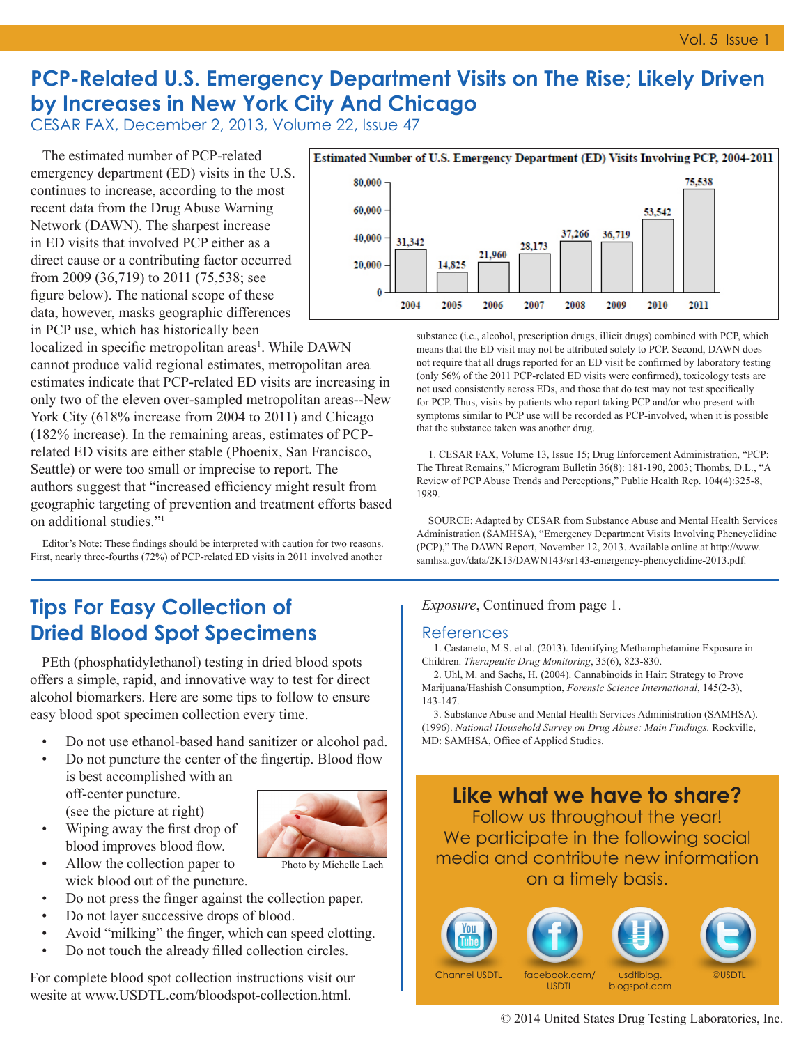# PCP-Related U.S. Emergency Department Visits on The Rise; Likely Driven by Increases in New York City And Chicago

CESAR FAX, December 2, 2013, Volume 22, Issue 47

The estimated number of PCP-related emergency department (ED) visits in the U.S. continues to increase, according to the most recent data from the Drug Abuse Warning Network (DAWN). The sharpest increase in ED visits that involved PCP either as a direct cause or a contributing factor occurred from 2009 (36,719) to 2011 (75,538; see figure below). The national scope of these data, however, masks geographic differences in PCP use, which has historically been localized in specific metropolitan areas[1]. While DAWN cannot produce valid regional estimates, metropolitan area estimates indicate that PCP-related ED visits are increasing in only two of the eleven over-sampled metropolitan areas--New York City (618% increase from 2004 to 2011) and Chicago (182% increase). In the remaining areas, estimates of PCP-related ED visits are either stable (Phoenix, San Francisco, Seattle) or were too small or imprecise to report. The authors suggest that "increased efficiency might result from geographic targeting of prevention and treatment efforts based on additional studies."[1]

**Estimated Number of U.S. Emergency Department (ED) Visits Involving PCP, 2004-2011**

| Year | ED Visits |
|---|---|
| 2004 | 31,342 |
| 2005 | 14,825 |
| 2006 | 21,960 |
| 2007 | 28,173 |
| 2008 | 37,266 |
| 2009 | 36,719 |
| 2010 | 53,542 |
| 2011 | 75,538 |

Editor's Note: These findings should be interpreted with caution for two reasons. First, nearly three-fourths (72%) of PCP-related ED visits in 2011 involved another substance (i.e., alcohol, prescription drugs, illicit drugs) combined with PCP, which means that the ED visit may not be attributed solely to PCP. Second, DAWN does not require that all drugs reported for an ED visit be confirmed by laboratory testing (only 56% of the 2011 PCP-related ED visits were confirmed), toxicology tests are not used consistently across EDs, and those that do test may not test specifically for PCP. Thus, visits by patients who report taking PCP and/or who present with symptoms similar to PCP use will be recorded as PCP-involved, when it is possible that the substance taken was another drug.

1. CESAR FAX, Volume 13, Issue 15; Drug Enforcement Administration, "PCP: The Threat Remains," Microgram Bulletin 36(8): 181-190, 2003; Thombs, D.L., "A Review of PCP Abuse Trends and Perceptions," Public Health Rep. 104(4):325-8, 1989.

SOURCE: Adapted by CESAR from Substance Abuse and Mental Health Services Administration (SAMHSA), "Emergency Department Visits Involving Phencyclidine (PCP)," The DAWN Report, November 12, 2013. Available online at http://www.samhsa.gov/data/2K13/DAWN143/sr143-emergency-phencyclidine-2013.pdf.

## Tips For Easy Collection of Dried Blood Spot Specimens

PEth (phosphatidylethanol) testing in dried blood spots offers a simple, rapid, and innovative way to test for direct alcohol biomarkers. Here are some tips to follow to ensure easy blood spot specimen collection every time.

- Do not use ethanol-based hand sanitizer or alcohol pad.
- Do not puncture the center of the fingertip. Blood flow is best accomplished with an off-center puncture. (see the picture at right)
- Wiping away the first drop of blood improves blood flow.
- Allow the collection paper to wick blood out of the puncture.
- Do not press the finger against the collection paper.
- Do not layer successive drops of blood.
- Avoid "milking" the finger, which can speed clotting.
- Do not touch the already filled collection circles.

Photo by Michelle Lach

For complete blood spot collection instructions visit our wesite at www.USDTL.com/bloodspot-collection.html.

*Exposure*, Continued from page 1.

### References

1. Castaneto, M.S. et al. (2013). Identifying Methamphetamine Exposure in Children. *Therapeutic Drug Monitoring*, 35(6), 823-830.
2. Uhl, M. and Sachs, H. (2004). Cannabinoids in Hair: Strategy to Prove Marijuana/Hashish Consumption, *Forensic Science International*, 145(2-3), 143-147.
3. Substance Abuse and Mental Health Services Administration (SAMHSA). (1996). *National Household Survey on Drug Abuse: Main Findings.* Rockville, MD: SAMHSA, Office of Applied Studies.

**Like what we have to share?**

Follow us throughout the year!
We participate in the following social media and contribute new information on a timely basis.

Channel USDTL | facebook.com/USDTL | usdtlblog.blogspot.com | @USDTL

© 2014 United States Drug Testing Laboratories, Inc.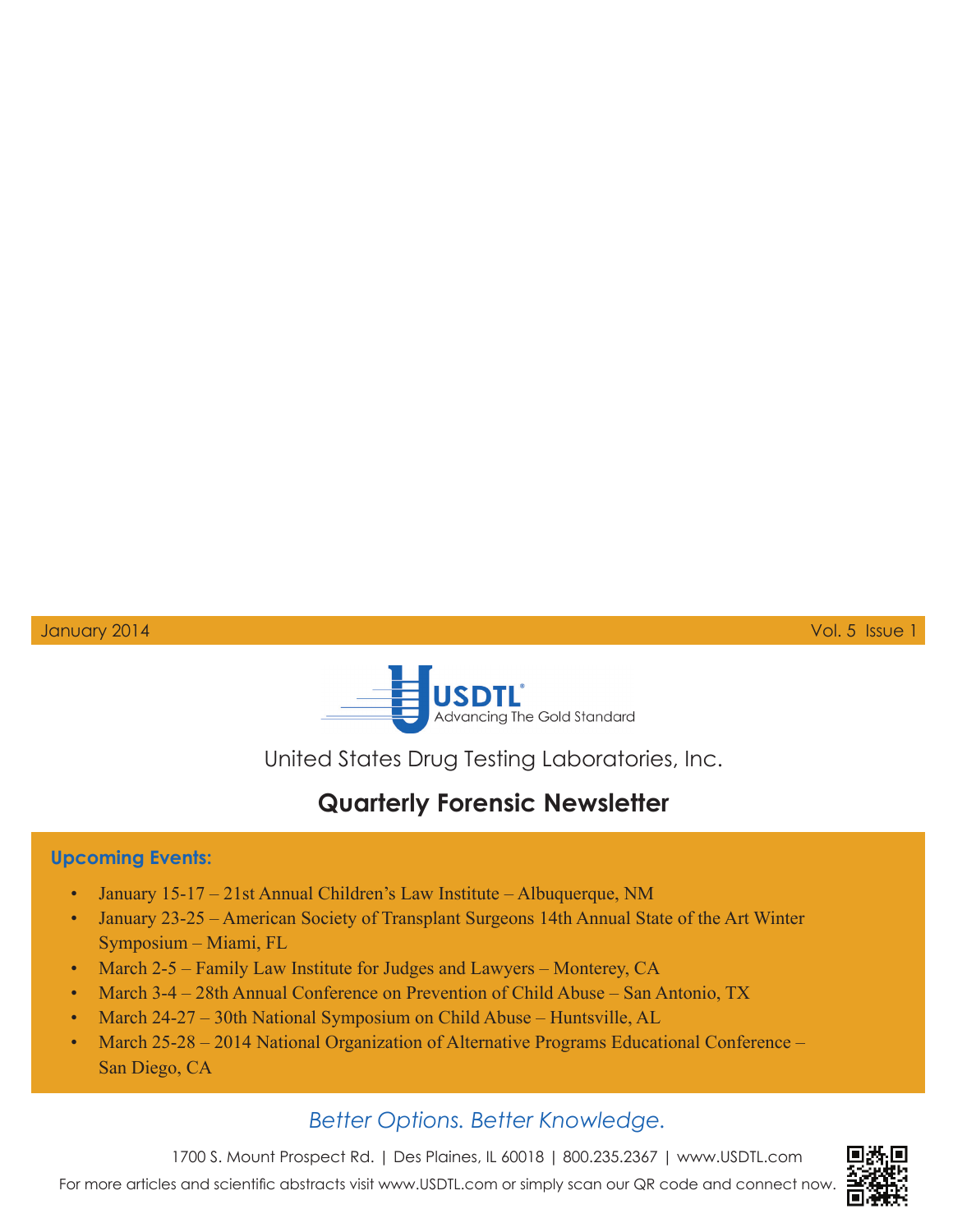January 2014 Vol. 5 Issue 1

USDTL®
Advancing The Gold Standard

United States Drug Testing Laboratories, Inc.

## Quarterly Forensic Newsletter

### Upcoming Events:

- January 15-17 – 21st Annual Children's Law Institute – Albuquerque, NM
- January 23-25 – American Society of Transplant Surgeons 14th Annual State of the Art Winter Symposium – Miami, FL
- March 2-5 – Family Law Institute for Judges and Lawyers – Monterey, CA
- March 3-4 – 28th Annual Conference on Prevention of Child Abuse – San Antonio, TX
- March 24-27 – 30th National Symposium on Child Abuse – Huntsville, AL
- March 25-28 – 2014 National Organization of Alternative Programs Educational Conference – San Diego, CA

*Better Options. Better Knowledge.*

1700 S. Mount Prospect Rd. | Des Plaines, IL 60018 | 800.235.2367 | www.USDTL.com

For more articles and scientific abstracts visit www.USDTL.com or simply scan our QR code and connect now.